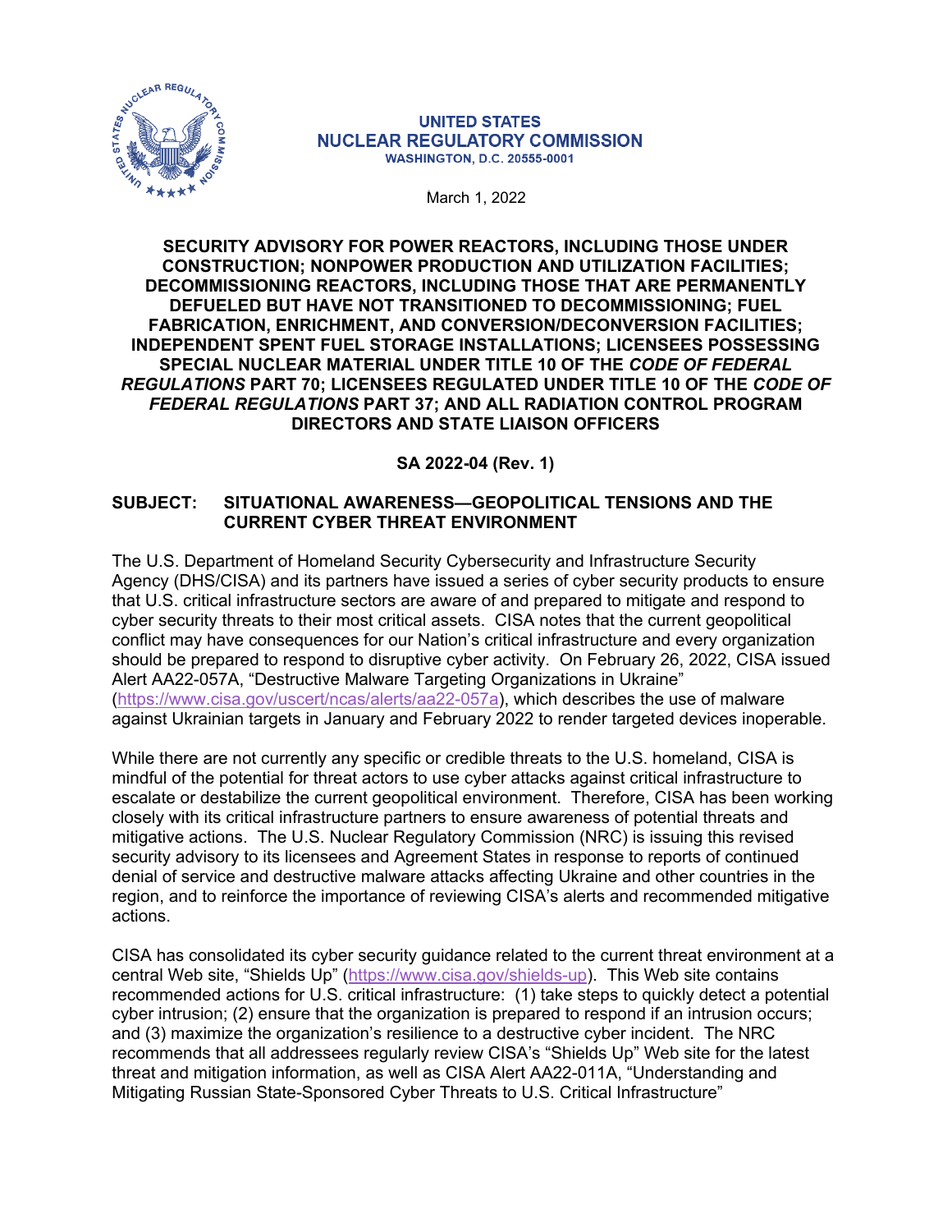**UNITED STATES**
**NUCLEAR REGULATORY COMMISSION**
**WASHINGTON, D.C. 20555-0001**

March 1, 2022

**SECURITY ADVISORY FOR POWER REACTORS, INCLUDING THOSE UNDER CONSTRUCTION; NONPOWER PRODUCTION AND UTILIZATION FACILITIES; DECOMMISSIONING REACTORS, INCLUDING THOSE THAT ARE PERMANENTLY DEFUELED BUT HAVE NOT TRANSITIONED TO DECOMMISSIONING; FUEL FABRICATION, ENRICHMENT, AND CONVERSION/DECONVERSION FACILITIES; INDEPENDENT SPENT FUEL STORAGE INSTALLATIONS; LICENSEES POSSESSING SPECIAL NUCLEAR MATERIAL UNDER TITLE 10 OF THE *CODE OF FEDERAL REGULATIONS* PART 70; LICENSEES REGULATED UNDER TITLE 10 OF THE *CODE OF FEDERAL REGULATIONS* PART 37; AND ALL RADIATION CONTROL PROGRAM DIRECTORS AND STATE LIAISON OFFICERS**

**SA 2022-04 (Rev. 1)**

**SUBJECT: SITUATIONAL AWARENESS—GEOPOLITICAL TENSIONS AND THE CURRENT CYBER THREAT ENVIRONMENT**

The U.S. Department of Homeland Security Cybersecurity and Infrastructure Security Agency (DHS/CISA) and its partners have issued a series of cyber security products to ensure that U.S. critical infrastructure sectors are aware of and prepared to mitigate and respond to cyber security threats to their most critical assets. CISA notes that the current geopolitical conflict may have consequences for our Nation's critical infrastructure and every organization should be prepared to respond to disruptive cyber activity. On February 26, 2022, CISA issued Alert AA22-057A, "Destructive Malware Targeting Organizations in Ukraine" (https://www.cisa.gov/uscert/ncas/alerts/aa22-057a), which describes the use of malware against Ukrainian targets in January and February 2022 to render targeted devices inoperable.

While there are not currently any specific or credible threats to the U.S. homeland, CISA is mindful of the potential for threat actors to use cyber attacks against critical infrastructure to escalate or destabilize the current geopolitical environment. Therefore, CISA has been working closely with its critical infrastructure partners to ensure awareness of potential threats and mitigative actions. The U.S. Nuclear Regulatory Commission (NRC) is issuing this revised security advisory to its licensees and Agreement States in response to reports of continued denial of service and destructive malware attacks affecting Ukraine and other countries in the region, and to reinforce the importance of reviewing CISA's alerts and recommended mitigative actions.

CISA has consolidated its cyber security guidance related to the current threat environment at a central Web site, "Shields Up" (https://www.cisa.gov/shields-up). This Web site contains recommended actions for U.S. critical infrastructure: (1) take steps to quickly detect a potential cyber intrusion; (2) ensure that the organization is prepared to respond if an intrusion occurs; and (3) maximize the organization's resilience to a destructive cyber incident. The NRC recommends that all addressees regularly review CISA's "Shields Up" Web site for the latest threat and mitigation information, as well as CISA Alert AA22-011A, "Understanding and Mitigating Russian State-Sponsored Cyber Threats to U.S. Critical Infrastructure"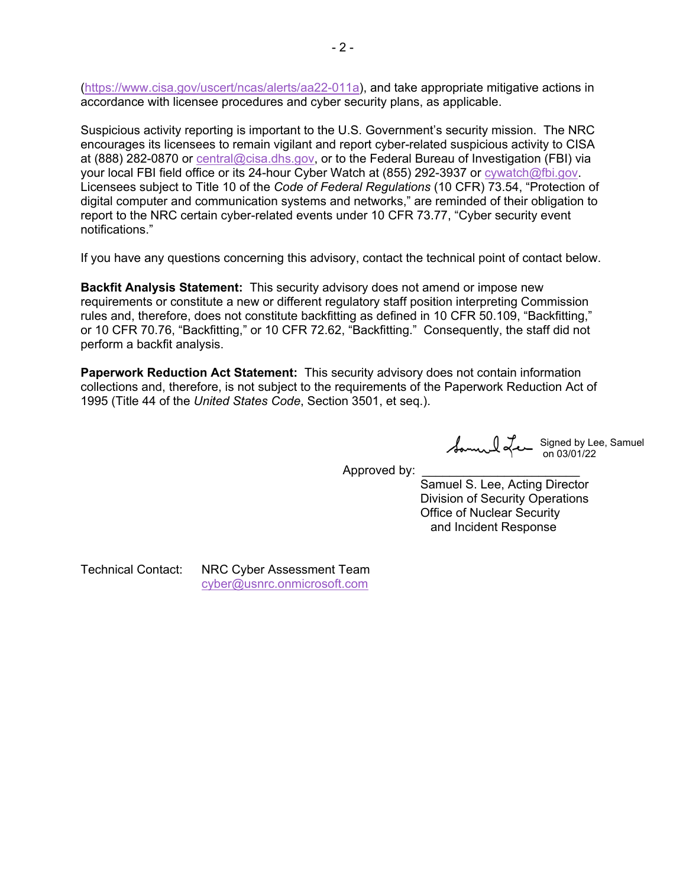(https://www.cisa.gov/uscert/ncas/alerts/aa22-011a), and take appropriate mitigative actions in accordance with licensee procedures and cyber security plans, as applicable.

Suspicious activity reporting is important to the U.S. Government's security mission. The NRC encourages its licensees to remain vigilant and report cyber-related suspicious activity to CISA at (888) 282-0870 or central@cisa.dhs.gov, or to the Federal Bureau of Investigation (FBI) via your local FBI field office or its 24-hour Cyber Watch at (855) 292-3937 or cywatch@fbi.gov. Licensees subject to Title 10 of the *Code of Federal Regulations* (10 CFR) 73.54, "Protection of digital computer and communication systems and networks," are reminded of their obligation to report to the NRC certain cyber-related events under 10 CFR 73.77, "Cyber security event notifications."

If you have any questions concerning this advisory, contact the technical point of contact below.

**Backfit Analysis Statement:** This security advisory does not amend or impose new requirements or constitute a new or different regulatory staff position interpreting Commission rules and, therefore, does not constitute backfitting as defined in 10 CFR 50.109, "Backfitting," or 10 CFR 70.76, "Backfitting," or 10 CFR 72.62, "Backfitting." Consequently, the staff did not perform a backfit analysis.

**Paperwork Reduction Act Statement:** This security advisory does not contain information collections and, therefore, is not subject to the requirements of the Paperwork Reduction Act of 1995 (Title 44 of the *United States Code*, Section 3501, et seq.).

Signed by Lee, Samuel on 03/01/22

Approved by: \_\_\_\_\_\_\_\_\_\_\_\_\_\_\_\_\_\_\_\_\_\_\_\_

Samuel S. Lee, Acting Director
Division of Security Operations
Office of Nuclear Security
and Incident Response

Technical Contact: NRC Cyber Assessment Team
cyber@usnrc.onmicrosoft.com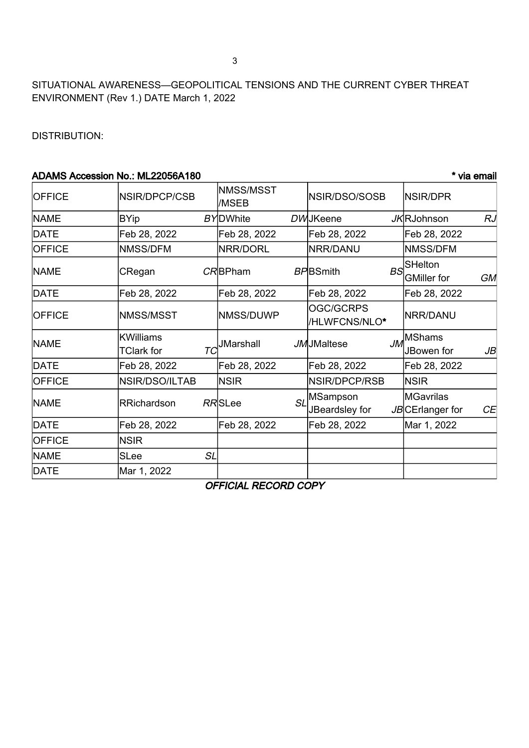SITUATIONAL AWARENESS—GEOPOLITICAL TENSIONS AND THE CURRENT CYBER THREAT ENVIRONMENT (Rev 1.) DATE March 1, 2022

DISTRIBUTION:

**ADAMS Accession No.: ML22056A180** **\* via email**

| OFFICE | NSIR/DPCP/CSB | NMSS/MSST /MSEB | NSIR/DSO/SOSB | NSIR/DPR |
|---|---|---|---|---|
| NAME | BYip *BY* | DWhite *DW* | JKeene *JK* | RJohnson *RJ* |
| DATE | Feb 28, 2022 | Feb 28, 2022 | Feb 28, 2022 | Feb 28, 2022 |
| OFFICE | NMSS/DFM | NRR/DORL | NRR/DANU | NMSS/DFM |
| NAME | CRegan *CR* | BPham *BP* | BSmith *BS* | SHelton GMiller for *GM* |
| DATE | Feb 28, 2022 | Feb 28, 2022 | Feb 28, 2022 | Feb 28, 2022 |
| OFFICE | NMSS/MSST | NMSS/DUWP | OGC/GCRPS /HLWFCNS/NLO* | NRR/DANU |
| NAME | KWilliams TClark for *TC* | JMarshall *JM* | JMaltese *JM* | MShams JBowen for *JB* |
| DATE | Feb 28, 2022 | Feb 28, 2022 | Feb 28, 2022 | Feb 28, 2022 |
| OFFICE | NSIR/DSO/ILTAB | NSIR | NSIR/DPCP/RSB | NSIR |
| NAME | RRichardson *RR* | SLee *SL* | MSampson JBeardsley for *JB* | MGavrilas CErlanger for *CE* |
| DATE | Feb 28, 2022 | Feb 28, 2022 | Feb 28, 2022 | Mar 1, 2022 |
| OFFICE | NSIR | | | |
| NAME | SLee *SL* | | | |
| DATE | Mar 1, 2022 | | | |

***OFFICIAL RECORD COPY***